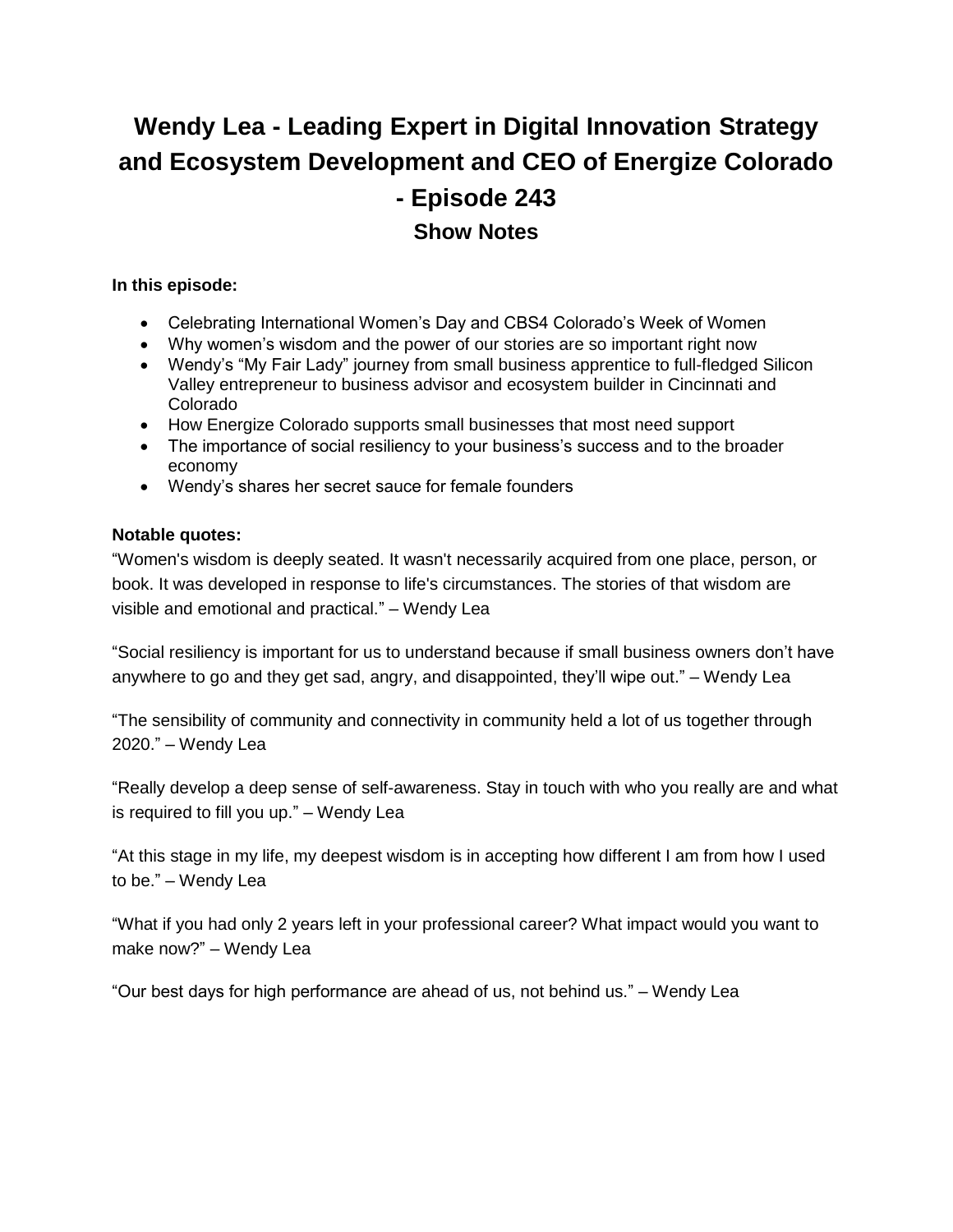# Wendy Lea - Leading Expert in Digital Innovation Strategy and Ecosystem Development and CEO of Energize Colorado - Episode 243

## Show Notes

**In this episode:**

- Celebrating International Women's Day and CBS4 Colorado's Week of Women
- Why women's wisdom and the power of our stories are so important right now
- Wendy's "My Fair Lady" journey from small business apprentice to full-fledged Silicon Valley entrepreneur to business advisor and ecosystem builder in Cincinnati and Colorado
- How Energize Colorado supports small businesses that most need support
- The importance of social resiliency to your business's success and to the broader economy
- Wendy's shares her secret sauce for female founders

**Notable quotes:**

"Women's wisdom is deeply seated. It wasn't necessarily acquired from one place, person, or book. It was developed in response to life's circumstances. The stories of that wisdom are visible and emotional and practical." – Wendy Lea

"Social resiliency is important for us to understand because if small business owners don't have anywhere to go and they get sad, angry, and disappointed, they'll wipe out." – Wendy Lea

"The sensibility of community and connectivity in community held a lot of us together through 2020." – Wendy Lea

"Really develop a deep sense of self-awareness. Stay in touch with who you really are and what is required to fill you up." – Wendy Lea

"At this stage in my life, my deepest wisdom is in accepting how different I am from how I used to be." – Wendy Lea

"What if you had only 2 years left in your professional career? What impact would you want to make now?" – Wendy Lea

"Our best days for high performance are ahead of us, not behind us." – Wendy Lea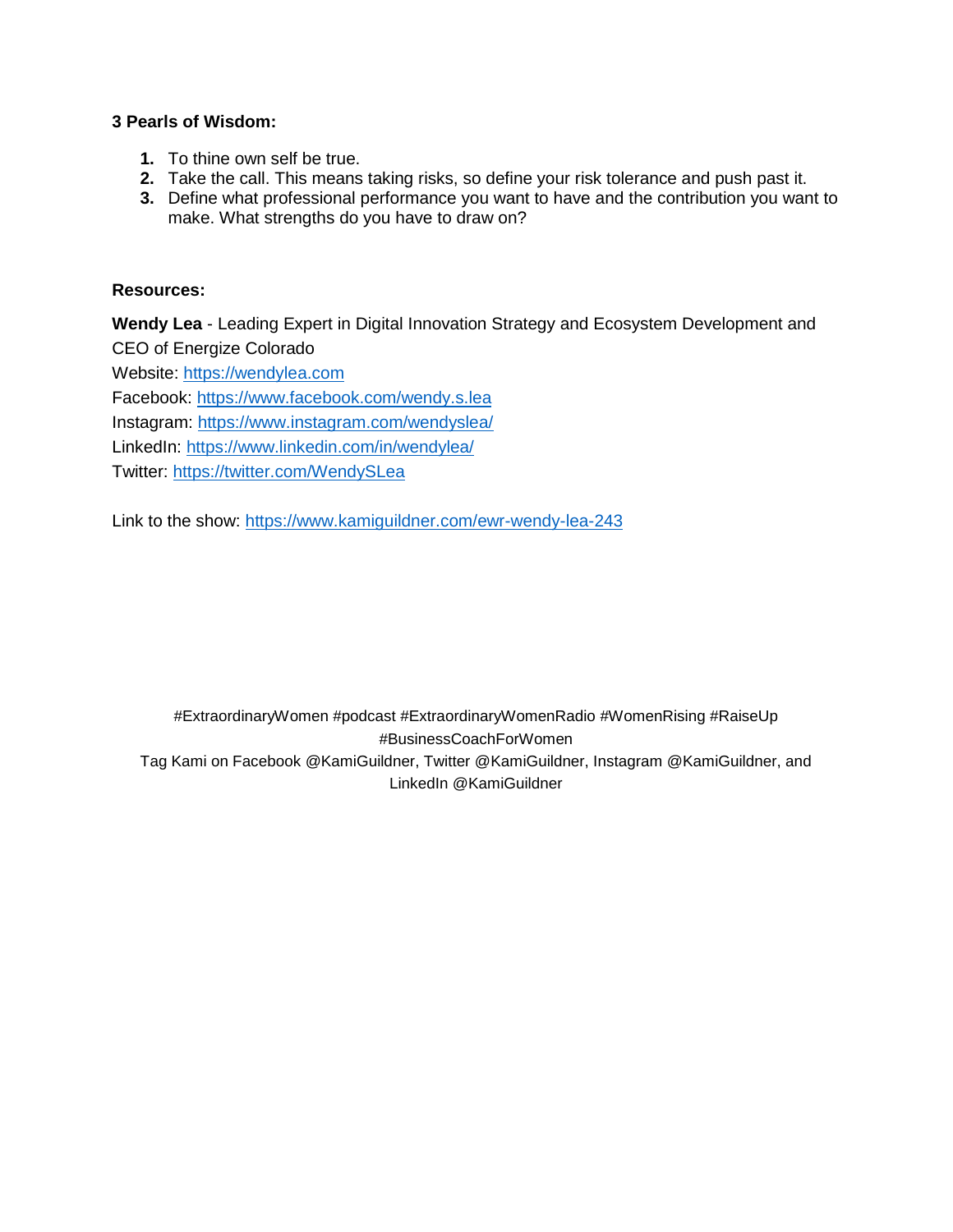**3 Pearls of Wisdom:**

1. To thine own self be true.
2. Take the call. This means taking risks, so define your risk tolerance and push past it.
3. Define what professional performance you want to have and the contribution you want to make. What strengths do you have to draw on?

**Resources:**

**Wendy Lea** - Leading Expert in Digital Innovation Strategy and Ecosystem Development and CEO of Energize Colorado
Website: https://wendylea.com
Facebook: https://www.facebook.com/wendy.s.lea
Instagram: https://www.instagram.com/wendyslea/
LinkedIn: https://www.linkedin.com/in/wendylea/
Twitter: https://twitter.com/WendySLea

Link to the show: https://www.kamiguildner.com/ewr-wendy-lea-243

#ExtraordinaryWomen #podcast #ExtraordinaryWomenRadio #WomenRising #RaiseUp #BusinessCoachForWomen
Tag Kami on Facebook @KamiGuildner, Twitter @KamiGuildner, Instagram @KamiGuildner, and LinkedIn @KamiGuildner